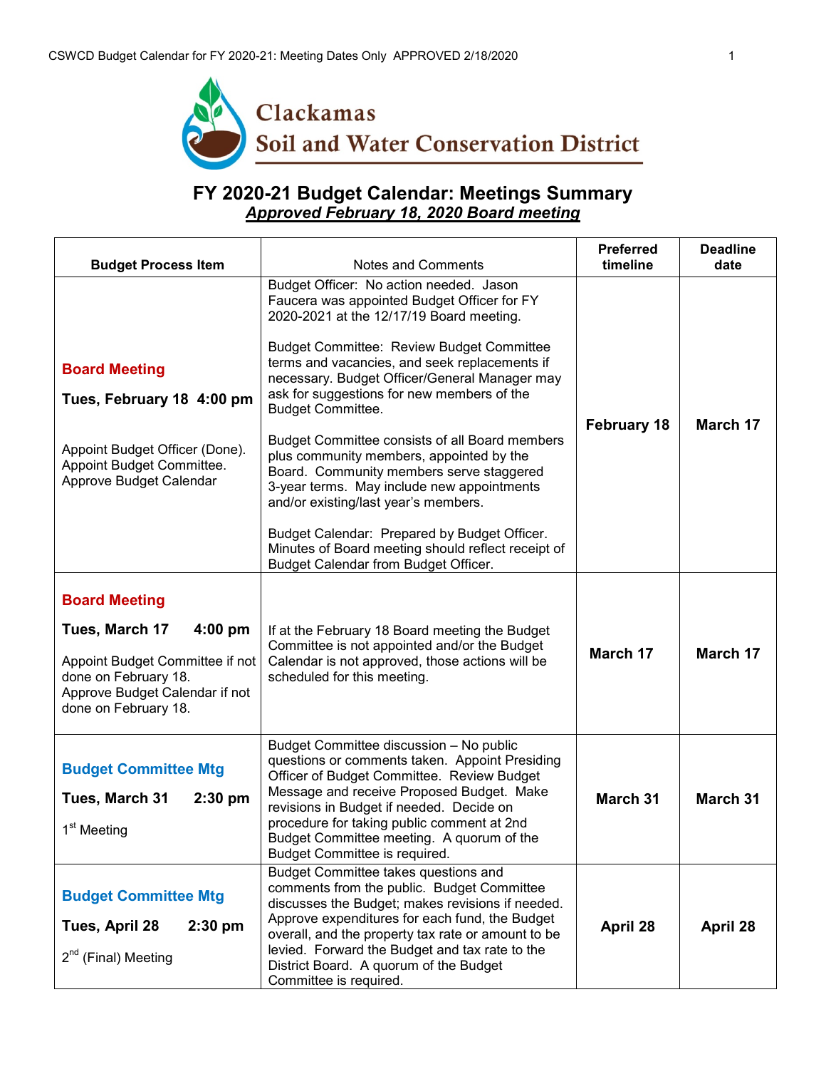Clackamas Soil and Water Conservation District

# FY 2020-21 Budget Calendar: Meetings Summary

***Approved February 18, 2020 Board meeting***

| Budget Process Item | Notes and Comments | Preferred timeline | Deadline date |
|---|---|---|---|
| **Board Meeting**<br>**Tues, February 18 4:00 pm**<br>Appoint Budget Officer (Done).<br>Appoint Budget Committee.<br>Approve Budget Calendar | Budget Officer: No action needed. Jason Faucera was appointed Budget Officer for FY 2020-2021 at the 12/17/19 Board meeting.<br><br>Budget Committee: Review Budget Committee terms and vacancies, and seek replacements if necessary. Budget Officer/General Manager may ask for suggestions for new members of the Budget Committee.<br><br>Budget Committee consists of all Board members plus community members, appointed by the Board. Community members serve staggered 3-year terms. May include new appointments and/or existing/last year's members.<br><br>Budget Calendar: Prepared by Budget Officer. Minutes of Board meeting should reflect receipt of Budget Calendar from Budget Officer. | **February 18** | **March 17** |
| **Board Meeting**<br>**Tues, March 17 4:00 pm**<br>Appoint Budget Committee if not done on February 18.<br>Approve Budget Calendar if not done on February 18. | If at the February 18 Board meeting the Budget Committee is not appointed and/or the Budget Calendar is not approved, those actions will be scheduled for this meeting. | **March 17** | **March 17** |
| **Budget Committee Mtg**<br>**Tues, March 31 2:30 pm**<br>1st Meeting | Budget Committee discussion – No public questions or comments taken. Appoint Presiding Officer of Budget Committee. Review Budget Message and receive Proposed Budget. Make revisions in Budget if needed. Decide on procedure for taking public comment at 2nd Budget Committee meeting. A quorum of the Budget Committee is required. | **March 31** | **March 31** |
| **Budget Committee Mtg**<br>**Tues, April 28 2:30 pm**<br>2nd (Final) Meeting | Budget Committee takes questions and comments from the public. Budget Committee discusses the Budget; makes revisions if needed. Approve expenditures for each fund, the Budget overall, and the property tax rate or amount to be levied. Forward the Budget and tax rate to the District Board. A quorum of the Budget Committee is required. | **April 28** | **April 28** |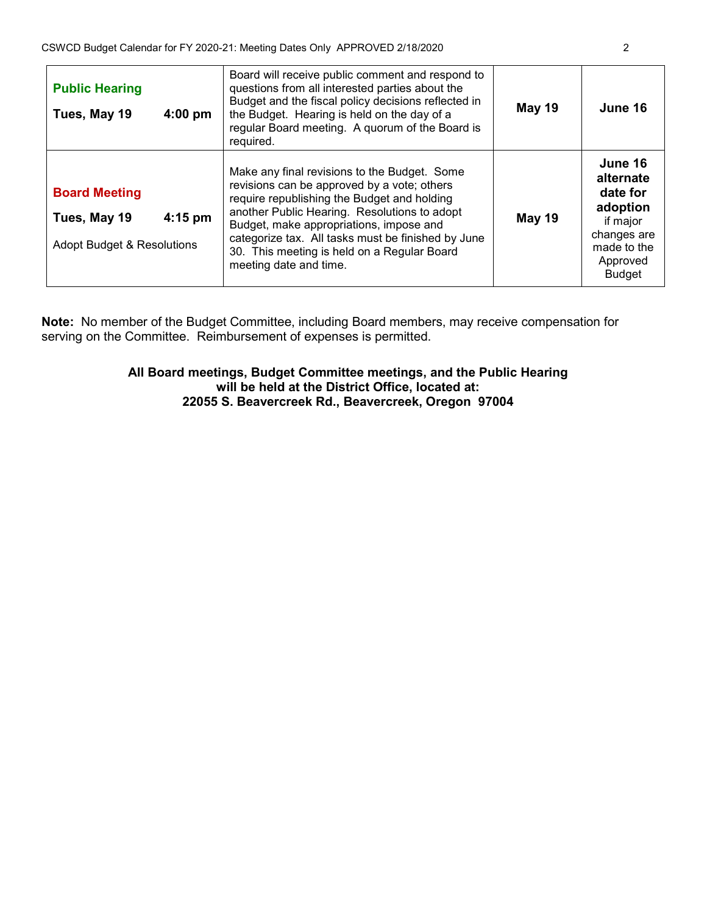| | | | |
|---|---|---|---|
| **Public Hearing**<br>**Tues, May 19 4:00 pm** | Board will receive public comment and respond to questions from all interested parties about the Budget and the fiscal policy decisions reflected in the Budget. Hearing is held on the day of a regular Board meeting. A quorum of the Board is required. | **May 19** | **June 16** |
| **Board Meeting**<br>**Tues, May 19 4:15 pm**<br>Adopt Budget & Resolutions | Make any final revisions to the Budget. Some revisions can be approved by a vote; others require republishing the Budget and holding another Public Hearing. Resolutions to adopt Budget, make appropriations, impose and categorize tax. All tasks must be finished by June 30. This meeting is held on a Regular Board meeting date and time. | **May 19** | **June 16 alternate date for adoption** if major changes are made to the Approved Budget |

**Note:** No member of the Budget Committee, including Board members, may receive compensation for serving on the Committee. Reimbursement of expenses is permitted.

**All Board meetings, Budget Committee meetings, and the Public Hearing will be held at the District Office, located at:
22055 S. Beavercreek Rd., Beavercreek, Oregon 97004**